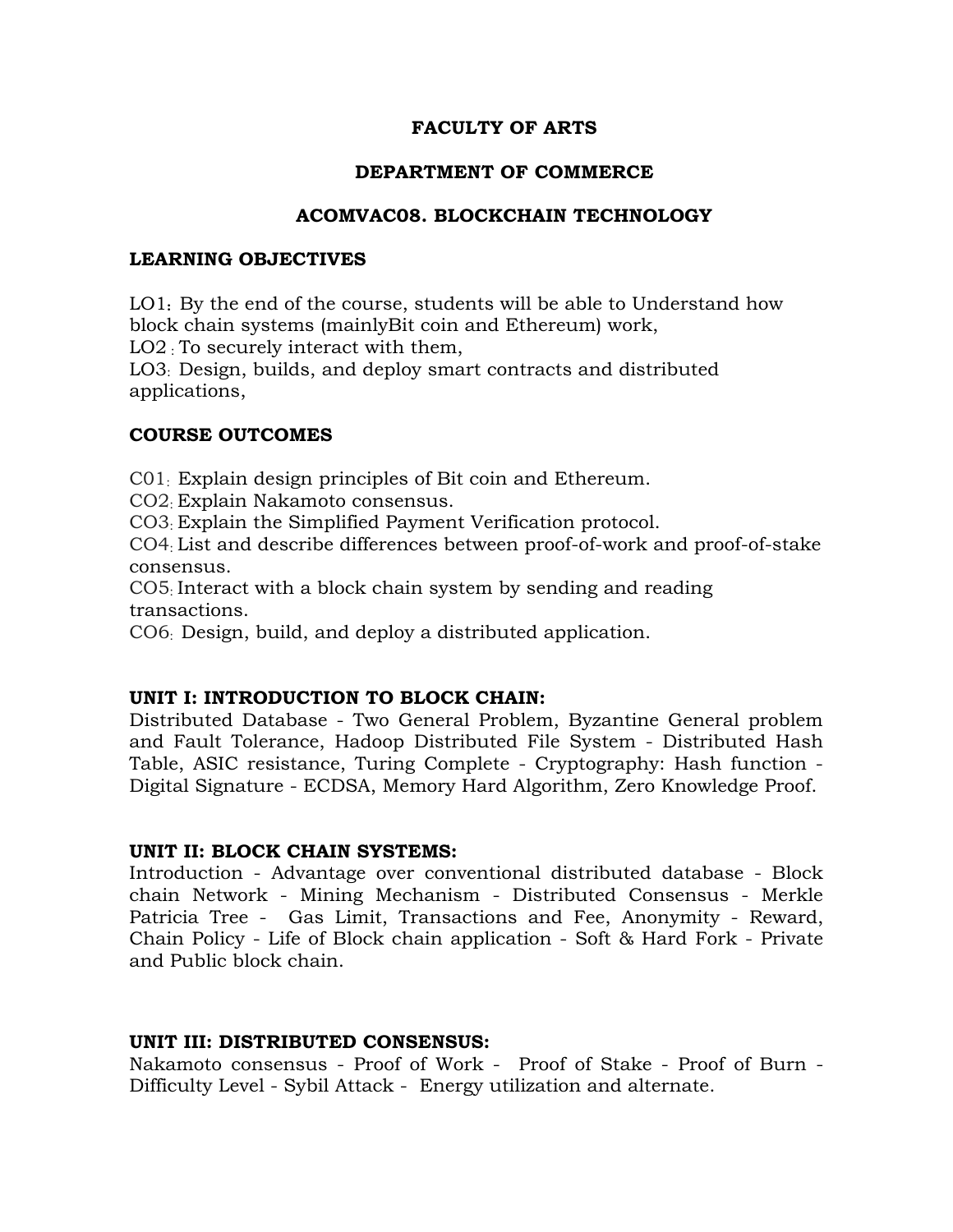# FACULTY OF ARTS

## DEPARTMENT OF COMMERCE

## ACOMVAC08. BLOCKCHAIN TECHNOLOGY

**LEARNING OBJECTIVES**

LO1: By the end of the course, students will be able to Understand how block chain systems (mainlyBit coin and Ethereum) work,
LO2 : To securely interact with them,
LO3: Design, builds, and deploy smart contracts and distributed applications,

**COURSE OUTCOMES**

C01: Explain design principles of Bit coin and Ethereum.
CO2: Explain Nakamoto consensus.
CO3: Explain the Simplified Payment Verification protocol.
CO4: List and describe differences between proof-of-work and proof-of-stake consensus.
CO5: Interact with a block chain system by sending and reading transactions.
CO6: Design, build, and deploy a distributed application.

**UNIT I: INTRODUCTION TO BLOCK CHAIN:**
Distributed Database - Two General Problem, Byzantine General problem and Fault Tolerance, Hadoop Distributed File System - Distributed Hash Table, ASIC resistance, Turing Complete - Cryptography: Hash function - Digital Signature - ECDSA, Memory Hard Algorithm, Zero Knowledge Proof.

**UNIT II: BLOCK CHAIN SYSTEMS:**
Introduction - Advantage over conventional distributed database - Block chain Network - Mining Mechanism - Distributed Consensus - Merkle Patricia Tree - Gas Limit, Transactions and Fee, Anonymity - Reward, Chain Policy - Life of Block chain application - Soft & Hard Fork - Private and Public block chain.

**UNIT III: DISTRIBUTED CONSENSUS:**
Nakamoto consensus - Proof of Work - Proof of Stake - Proof of Burn - Difficulty Level - Sybil Attack - Energy utilization and alternate.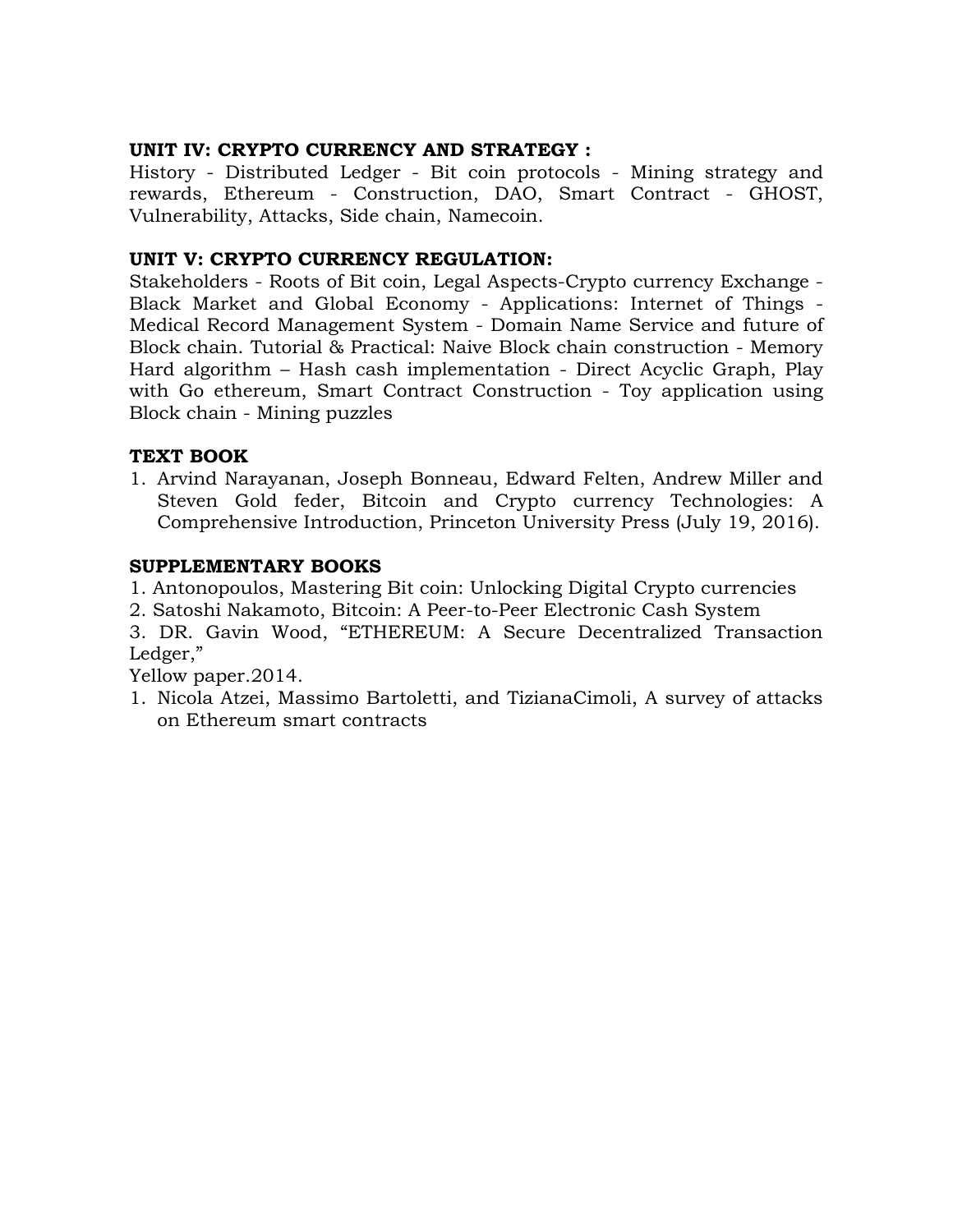**UNIT IV: CRYPTO CURRENCY AND STRATEGY :**

History - Distributed Ledger - Bit coin protocols - Mining strategy and rewards, Ethereum - Construction, DAO, Smart Contract - GHOST, Vulnerability, Attacks, Side chain, Namecoin.

**UNIT V: CRYPTO CURRENCY REGULATION:**

Stakeholders - Roots of Bit coin, Legal Aspects-Crypto currency Exchange - Black Market and Global Economy - Applications: Internet of Things - Medical Record Management System - Domain Name Service and future of Block chain. Tutorial & Practical: Naive Block chain construction - Memory Hard algorithm – Hash cash implementation - Direct Acyclic Graph, Play with Go ethereum, Smart Contract Construction - Toy application using Block chain - Mining puzzles

**TEXT BOOK**

1. Arvind Narayanan, Joseph Bonneau, Edward Felten, Andrew Miller and Steven Gold feder, Bitcoin and Crypto currency Technologies: A Comprehensive Introduction, Princeton University Press (July 19, 2016).

**SUPPLEMENTARY BOOKS**

1. Antonopoulos, Mastering Bit coin: Unlocking Digital Crypto currencies
2. Satoshi Nakamoto, Bitcoin: A Peer-to-Peer Electronic Cash System
3. DR. Gavin Wood, "ETHEREUM: A Secure Decentralized Transaction Ledger,"

Yellow paper.2014.

1. Nicola Atzei, Massimo Bartoletti, and TizianaCimoli, A survey of attacks on Ethereum smart contracts